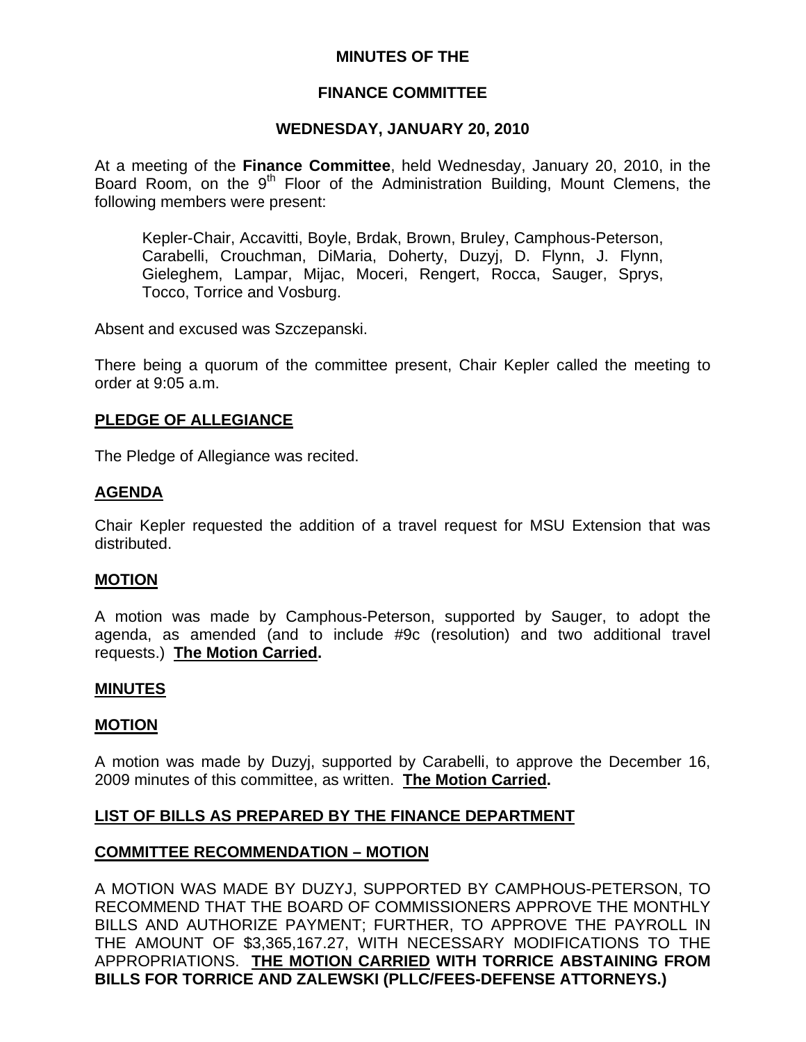# MINUTES OF THE

## FINANCE COMMITTEE

## WEDNESDAY, JANUARY 20, 2010

At a meeting of the **Finance Committee**, held Wednesday, January 20, 2010, in the Board Room, on the 9th Floor of the Administration Building, Mount Clemens, the following members were present:

> Kepler-Chair, Accavitti, Boyle, Brdak, Brown, Bruley, Camphous-Peterson, Carabelli, Crouchman, DiMaria, Doherty, Duzyj, D. Flynn, J. Flynn, Gieleghem, Lampar, Mijac, Moceri, Rengert, Rocca, Sauger, Sprys, Tocco, Torrice and Vosburg.

Absent and excused was Szczepanski.

There being a quorum of the committee present, Chair Kepler called the meeting to order at 9:05 a.m.

### PLEDGE OF ALLEGIANCE

The Pledge of Allegiance was recited.

### AGENDA

Chair Kepler requested the addition of a travel request for MSU Extension that was distributed.

### MOTION

A motion was made by Camphous-Peterson, supported by Sauger, to adopt the agenda, as amended (and to include #9c (resolution) and two additional travel requests.) **The Motion Carried.**

### MINUTES

### MOTION

A motion was made by Duzyj, supported by Carabelli, to approve the December 16, 2009 minutes of this committee, as written. **The Motion Carried.**

### LIST OF BILLS AS PREPARED BY THE FINANCE DEPARTMENT

### COMMITTEE RECOMMENDATION – MOTION

A MOTION WAS MADE BY DUZYJ, SUPPORTED BY CAMPHOUS-PETERSON, TO RECOMMEND THAT THE BOARD OF COMMISSIONERS APPROVE THE MONTHLY BILLS AND AUTHORIZE PAYMENT; FURTHER, TO APPROVE THE PAYROLL IN THE AMOUNT OF $3,365,167.27, WITH NECESSARY MODIFICATIONS TO THE APPROPRIATIONS. **THE MOTION CARRIED WITH TORRICE ABSTAINING FROM BILLS FOR TORRICE AND ZALEWSKI (PLLC/FEES-DEFENSE ATTORNEYS.)**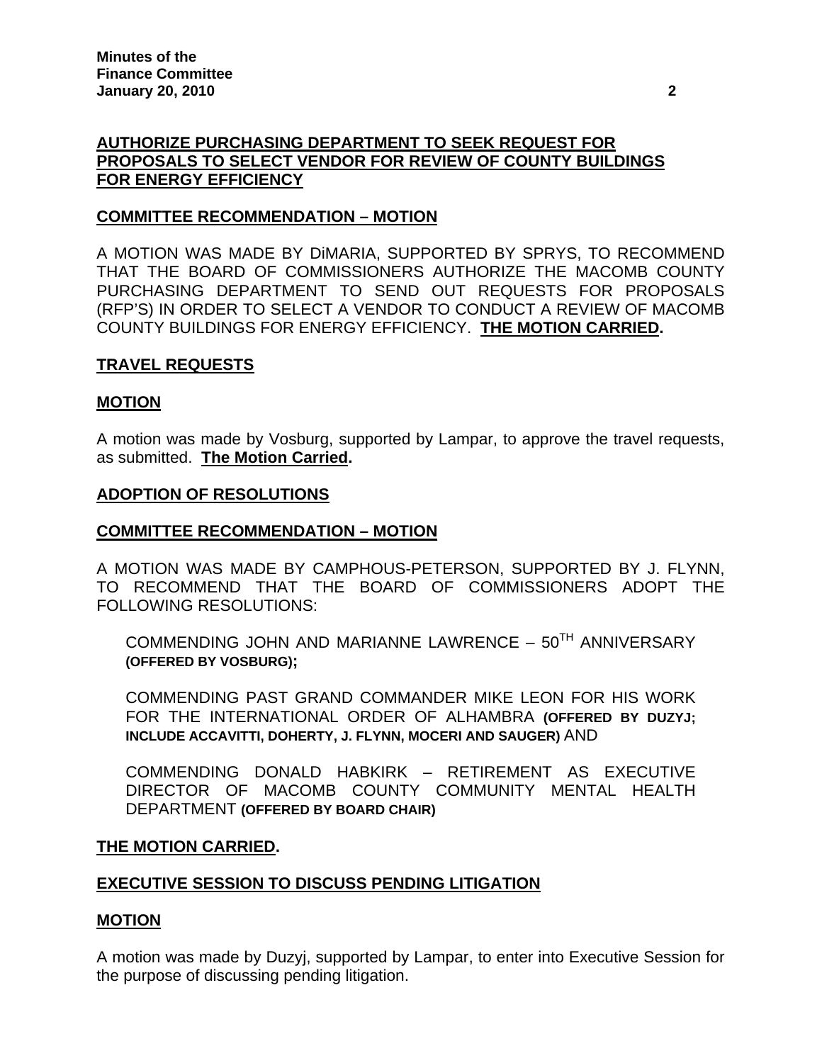**AUTHORIZE PURCHASING DEPARTMENT TO SEEK REQUEST FOR PROPOSALS TO SELECT VENDOR FOR REVIEW OF COUNTY BUILDINGS FOR ENERGY EFFICIENCY**

**COMMITTEE RECOMMENDATION – MOTION**

A MOTION WAS MADE BY DiMARIA, SUPPORTED BY SPRYS, TO RECOMMEND THAT THE BOARD OF COMMISSIONERS AUTHORIZE THE MACOMB COUNTY PURCHASING DEPARTMENT TO SEND OUT REQUESTS FOR PROPOSALS (RFP'S) IN ORDER TO SELECT A VENDOR TO CONDUCT A REVIEW OF MACOMB COUNTY BUILDINGS FOR ENERGY EFFICIENCY. **THE MOTION CARRIED.**

**TRAVEL REQUESTS**

**MOTION**

A motion was made by Vosburg, supported by Lampar, to approve the travel requests, as submitted. **The Motion Carried.**

**ADOPTION OF RESOLUTIONS**

**COMMITTEE RECOMMENDATION – MOTION**

A MOTION WAS MADE BY CAMPHOUS-PETERSON, SUPPORTED BY J. FLYNN, TO RECOMMEND THAT THE BOARD OF COMMISSIONERS ADOPT THE FOLLOWING RESOLUTIONS:

COMMENDING JOHN AND MARIANNE LAWRENCE – 50TH ANNIVERSARY **(OFFERED BY VOSBURG);**

COMMENDING PAST GRAND COMMANDER MIKE LEON FOR HIS WORK FOR THE INTERNATIONAL ORDER OF ALHAMBRA **(OFFERED BY DUZYJ; INCLUDE ACCAVITTI, DOHERTY, J. FLYNN, MOCERI AND SAUGER)** AND

COMMENDING DONALD HABKIRK – RETIREMENT AS EXECUTIVE DIRECTOR OF MACOMB COUNTY COMMUNITY MENTAL HEALTH DEPARTMENT **(OFFERED BY BOARD CHAIR)**

**THE MOTION CARRIED.**

**EXECUTIVE SESSION TO DISCUSS PENDING LITIGATION**

**MOTION**

A motion was made by Duzyj, supported by Lampar, to enter into Executive Session for the purpose of discussing pending litigation.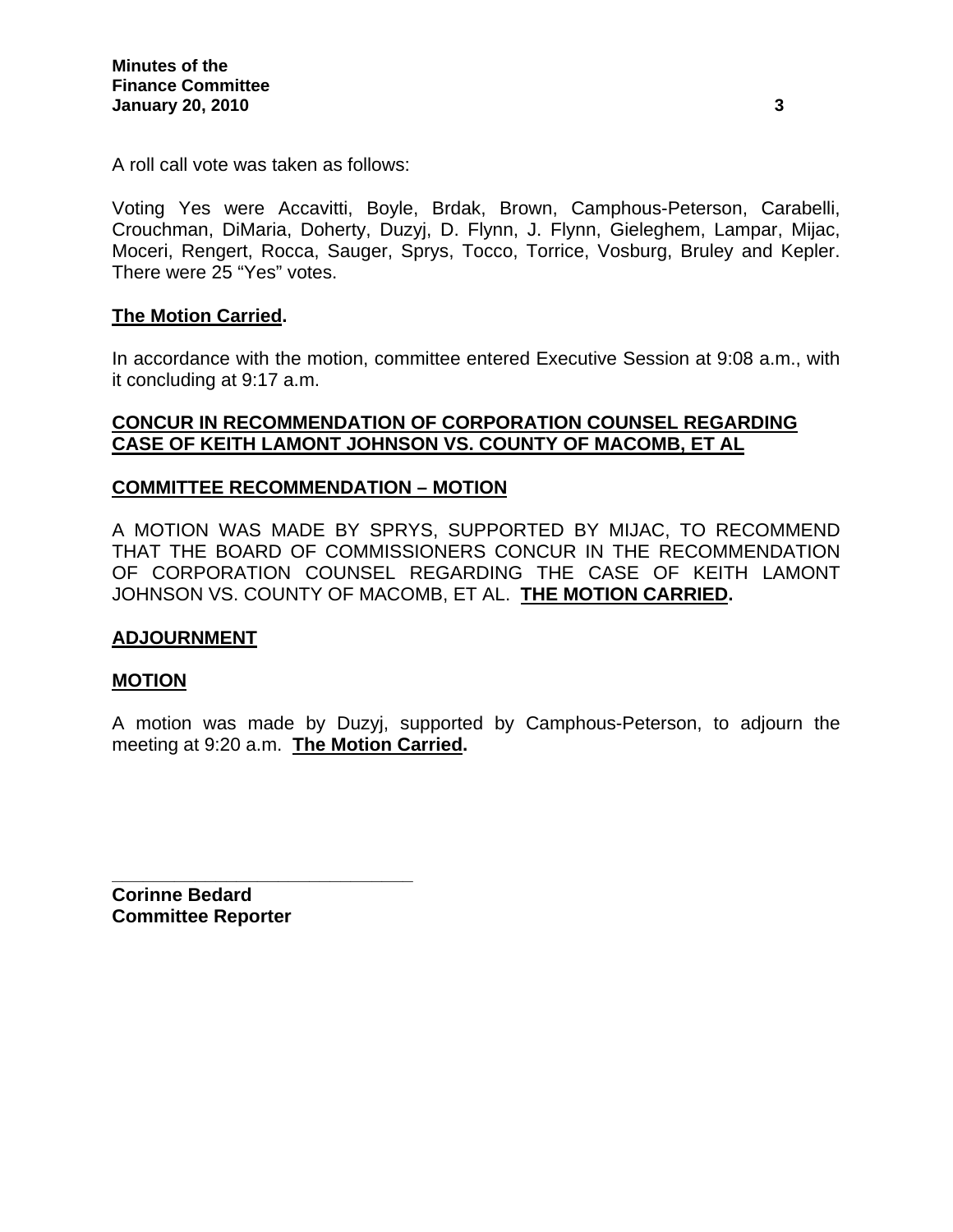A roll call vote was taken as follows:

Voting Yes were Accavitti, Boyle, Brdak, Brown, Camphous-Peterson, Carabelli, Crouchman, DiMaria, Doherty, Duzyj, D. Flynn, J. Flynn, Gieleghem, Lampar, Mijac, Moceri, Rengert, Rocca, Sauger, Sprys, Tocco, Torrice, Vosburg, Bruley and Kepler. There were 25 "Yes" votes.

**The Motion Carried.**

In accordance with the motion, committee entered Executive Session at 9:08 a.m., with it concluding at 9:17 a.m.

**CONCUR IN RECOMMENDATION OF CORPORATION COUNSEL REGARDING CASE OF KEITH LAMONT JOHNSON VS. COUNTY OF MACOMB, ET AL**

**COMMITTEE RECOMMENDATION – MOTION**

A MOTION WAS MADE BY SPRYS, SUPPORTED BY MIJAC, TO RECOMMEND THAT THE BOARD OF COMMISSIONERS CONCUR IN THE RECOMMENDATION OF CORPORATION COUNSEL REGARDING THE CASE OF KEITH LAMONT JOHNSON VS. COUNTY OF MACOMB, ET AL. **THE MOTION CARRIED.**

**ADJOURNMENT**

**MOTION**

A motion was made by Duzyj, supported by Camphous-Peterson, to adjourn the meeting at 9:20 a.m. **The Motion Carried.**

_______________________________

**Corinne Bedard**
**Committee Reporter**